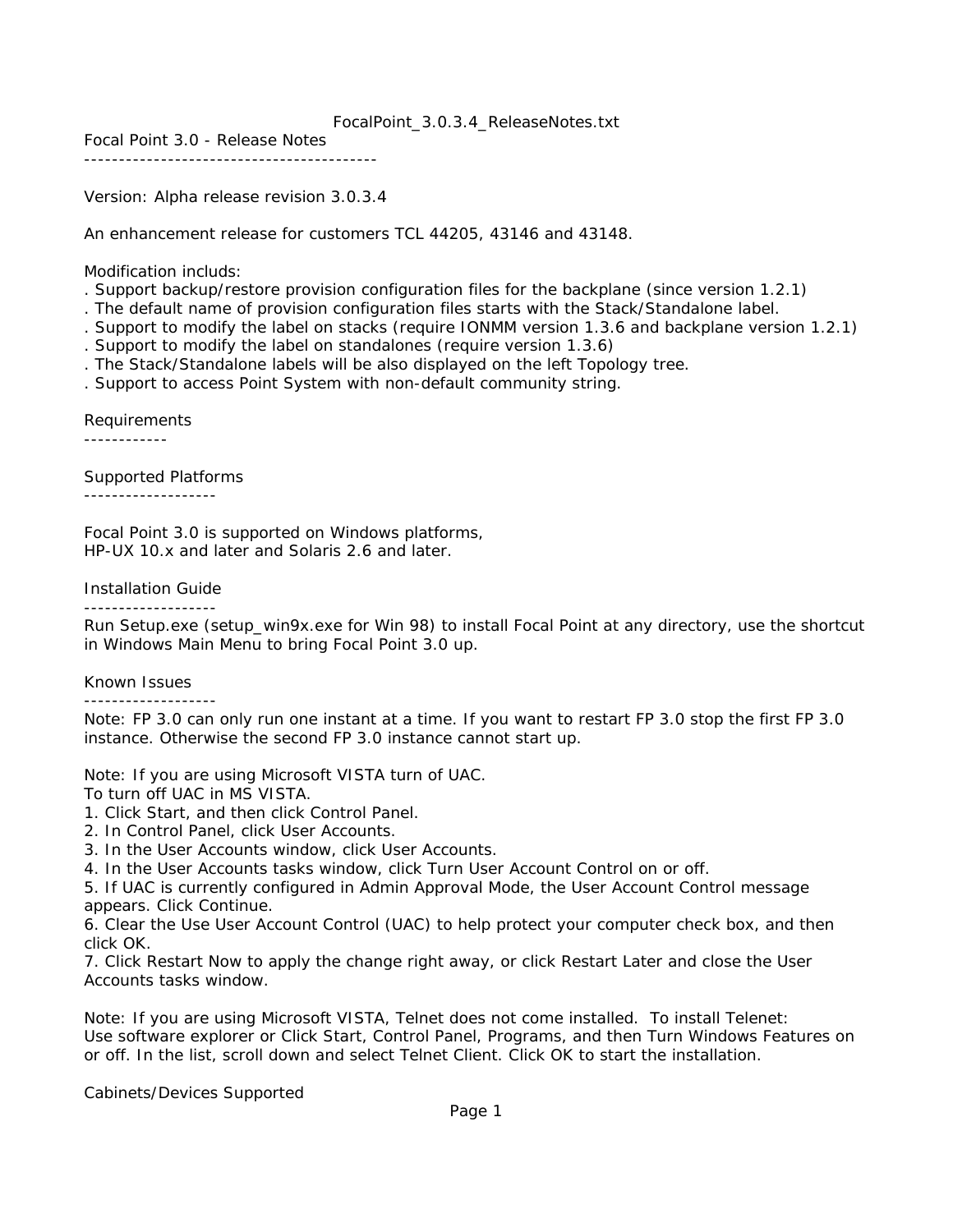FocalPoint_3.0.3.4_ReleaseNotes.txt

# Focal Point 3.0 - Release Notes

Version: Alpha release revision 3.0.3.4

An enhancement release for customers TCL 44205, 43146 and 43148.

Modification includs:

. Support backup/restore provision configuration files for the backplane (since version 1.2.1)
. The default name of provision configuration files starts with the Stack/Standalone label.
. Support to modify the label on stacks (require IONMM version 1.3.6 and backplane version 1.2.1)
. Support to modify the label on standalones (require version 1.3.6)
. The Stack/Standalone labels will be also displayed on the left Topology tree.
. Support to access Point System with non-default community string.

## Requirements

## Supported Platforms

Focal Point 3.0 is supported on Windows platforms,
HP-UX 10.x and later and Solaris 2.6 and later.

## Installation Guide

Run Setup.exe (setup_win9x.exe for Win 98) to install Focal Point at any directory, use the shortcut in Windows Main Menu to bring Focal Point 3.0 up.

## Known Issues

Note: FP 3.0 can only run one instant at a time. If you want to restart FP 3.0 stop the first FP 3.0 instance. Otherwise the second FP 3.0 instance cannot start up.

Note: If you are using Microsoft VISTA turn of UAC.
To turn off UAC in MS VISTA.

1. Click Start, and then click Control Panel.
2. In Control Panel, click User Accounts.
3. In the User Accounts window, click User Accounts.
4. In the User Accounts tasks window, click Turn User Account Control on or off.
5. If UAC is currently configured in Admin Approval Mode, the User Account Control message appears. Click Continue.
6. Clear the Use User Account Control (UAC) to help protect your computer check box, and then click OK.
7. Click Restart Now to apply the change right away, or click Restart Later and close the User Accounts tasks window.

Note: If you are using Microsoft VISTA, Telnet does not come installed. To install Telenet:
Use software explorer or Click Start, Control Panel, Programs, and then Turn Windows Features on or off. In the list, scroll down and select Telnet Client. Click OK to start the installation.

## Cabinets/Devices Supported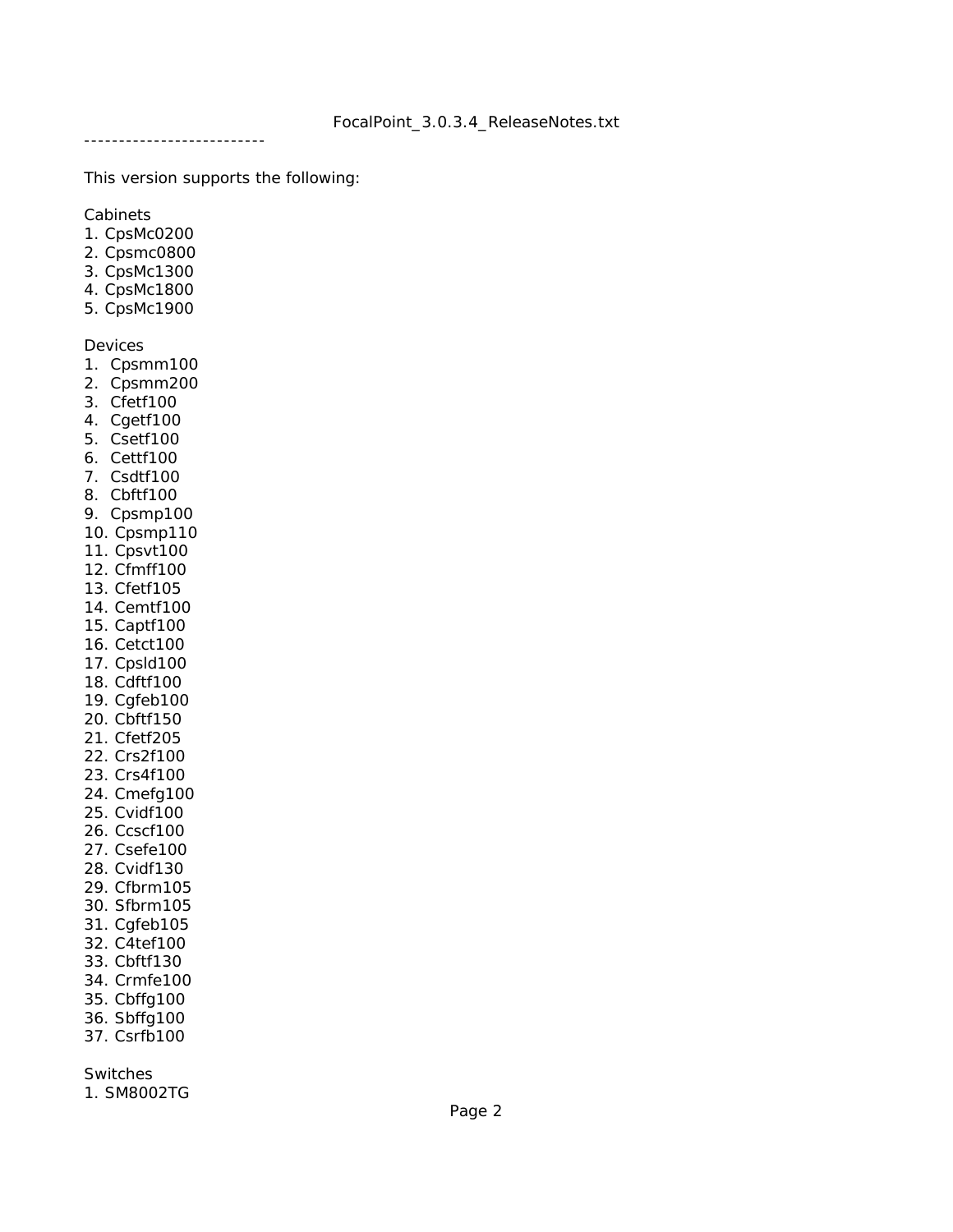--------------------------

This version supports the following:

Cabinets
1. CpsMc0200
2. Cpsmc0800
3. CpsMc1300
4. CpsMc1800
5. CpsMc1900

Devices
1. Cpsmm100
2. Cpsmm200
3. Cfetf100
4. Cgetf100
5. Csetf100
6. Cettf100
7. Csdtf100
8. Cbftf100
9. Cpsmp100
10. Cpsmp110
11. Cpsvt100
12. Cfmff100
13. Cfetf105
14. Cemtf100
15. Captf100
16. Cetct100
17. Cpsld100
18. Cdftf100
19. Cgfeb100
20. Cbftf150
21. Cfetf205
22. Crs2f100
23. Crs4f100
24. Cmefg100
25. Cvidf100
26. Ccscf100
27. Csefe100
28. Cvidf130
29. Cfbrm105
30. Sfbrm105
31. Cgfeb105
32. C4tef100
33. Cbftf130
34. Crmfe100
35. Cbffg100
36. Sbffg100
37. Csrfb100

Switches
1. SM8002TG